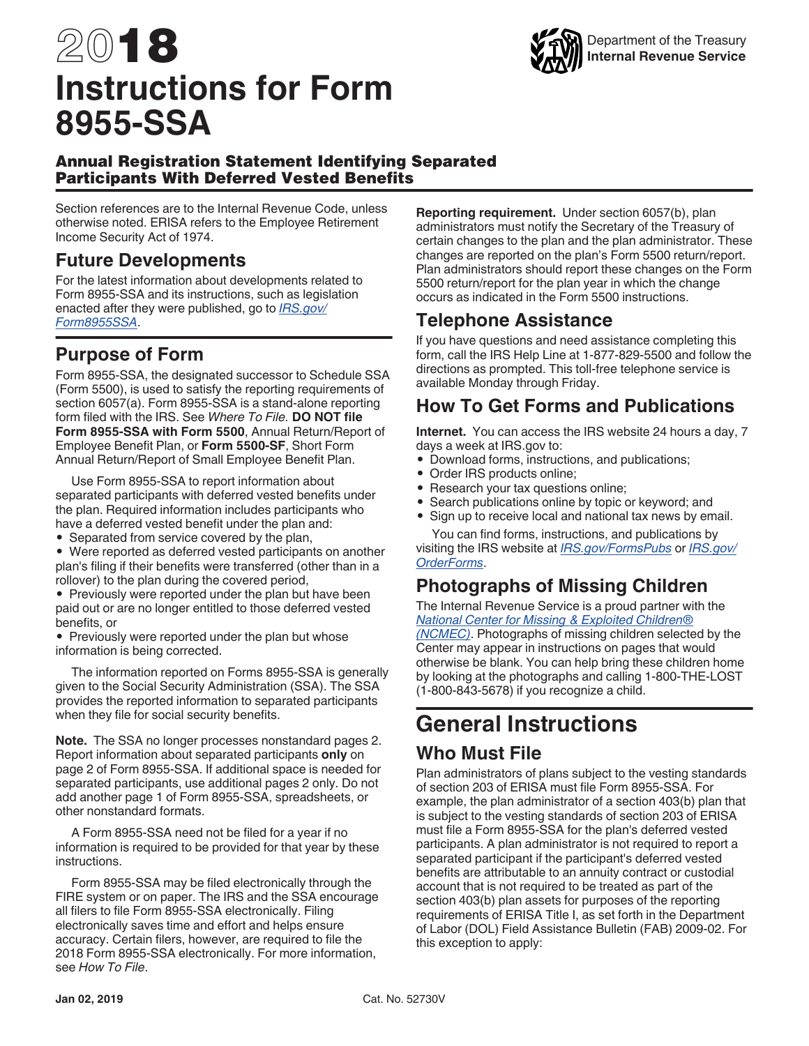# 2018 Instructions for Form 8955-SSA

Department of the Treasury
**Internal Revenue Service**

## Annual Registration Statement Identifying Separated Participants With Deferred Vested Benefits

Section references are to the Internal Revenue Code, unless otherwise noted. ERISA refers to the Employee Retirement Income Security Act of 1974.

## Future Developments

For the latest information about developments related to Form 8955-SSA and its instructions, such as legislation enacted after they were published, go to *IRS.gov/Form8955SSA*.

## Purpose of Form

Form 8955-SSA, the designated successor to Schedule SSA (Form 5500), is used to satisfy the reporting requirements of section 6057(a). Form 8955-SSA is a stand-alone reporting form filed with the IRS. See *Where To File.* **DO NOT file Form 8955-SSA with Form 5500**, Annual Return/Report of Employee Benefit Plan, or **Form 5500-SF**, Short Form Annual Return/Report of Small Employee Benefit Plan.

Use Form 8955-SSA to report information about separated participants with deferred vested benefits under the plan. Required information includes participants who have a deferred vested benefit under the plan and:

- Separated from service covered by the plan,
- Were reported as deferred vested participants on another plan's filing if their benefits were transferred (other than in a rollover) to the plan during the covered period,
- Previously were reported under the plan but have been paid out or are no longer entitled to those deferred vested benefits, or
- Previously were reported under the plan but whose information is being corrected.

The information reported on Forms 8955-SSA is generally given to the Social Security Administration (SSA). The SSA provides the reported information to separated participants when they file for social security benefits.

**Note.** The SSA no longer processes nonstandard pages 2. Report information about separated participants **only** on page 2 of Form 8955-SSA. If additional space is needed for separated participants, use additional pages 2 only. Do not add another page 1 of Form 8955-SSA, spreadsheets, or other nonstandard formats.

A Form 8955-SSA need not be filed for a year if no information is required to be provided for that year by these instructions.

Form 8955-SSA may be filed electronically through the FIRE system or on paper. The IRS and the SSA encourage all filers to file Form 8955-SSA electronically. Filing electronically saves time and effort and helps ensure accuracy. Certain filers, however, are required to file the 2018 Form 8955-SSA electronically. For more information, see *How To File*.

**Reporting requirement.** Under section 6057(b), plan administrators must notify the Secretary of the Treasury of certain changes to the plan and the plan administrator. These changes are reported on the plan's Form 5500 return/report. Plan administrators should report these changes on the Form 5500 return/report for the plan year in which the change occurs as indicated in the Form 5500 instructions.

## Telephone Assistance

If you have questions and need assistance completing this form, call the IRS Help Line at 1-877-829-5500 and follow the directions as prompted. This toll-free telephone service is available Monday through Friday.

## How To Get Forms and Publications

**Internet.** You can access the IRS website 24 hours a day, 7 days a week at IRS.gov to:

- Download forms, instructions, and publications;
- Order IRS products online;
- Research your tax questions online;
- Search publications online by topic or keyword; and
- Sign up to receive local and national tax news by email.

You can find forms, instructions, and publications by visiting the IRS website at *IRS.gov/FormsPubs* or *IRS.gov/OrderForms*.

## Photographs of Missing Children

The Internal Revenue Service is a proud partner with the *National Center for Missing & Exploited Children® (NCMEC)*. Photographs of missing children selected by the Center may appear in instructions on pages that would otherwise be blank. You can help bring these children home by looking at the photographs and calling 1-800-THE-LOST (1-800-843-5678) if you recognize a child.

# General Instructions

## Who Must File

Plan administrators of plans subject to the vesting standards of section 203 of ERISA must file Form 8955-SSA. For example, the plan administrator of a section 403(b) plan that is subject to the vesting standards of section 203 of ERISA must file a Form 8955-SSA for the plan's deferred vested participants. A plan administrator is not required to report a separated participant if the participant's deferred vested benefits are attributable to an annuity contract or custodial account that is not required to be treated as part of the section 403(b) plan assets for purposes of the reporting requirements of ERISA Title I, as set forth in the Department of Labor (DOL) Field Assistance Bulletin (FAB) 2009-02. For this exception to apply:

Jan 02, 2019 Cat. No. 52730V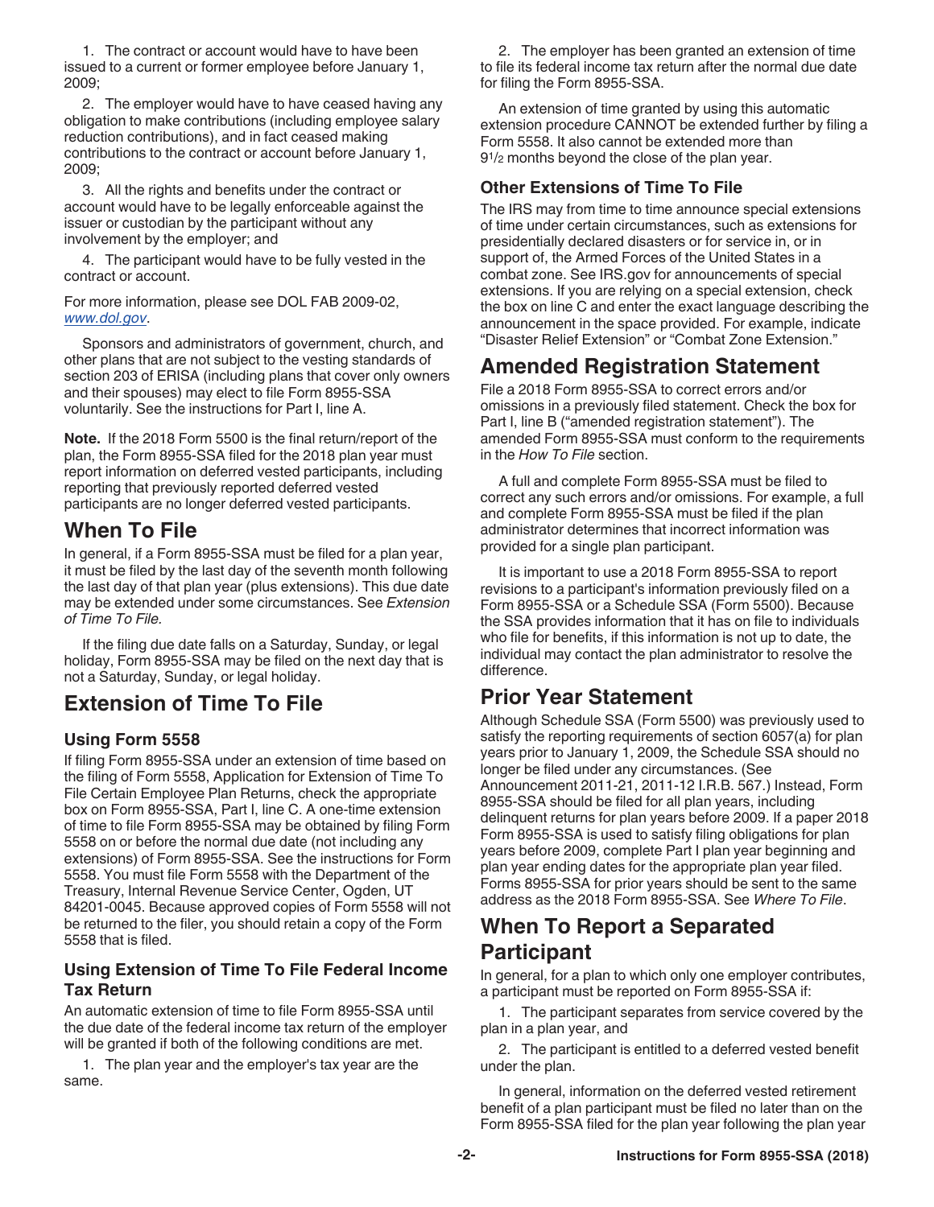1. The contract or account would have to have been issued to a current or former employee before January 1, 2009;

2. The employer would have to have ceased having any obligation to make contributions (including employee salary reduction contributions), and in fact ceased making contributions to the contract or account before January 1, 2009;

3. All the rights and benefits under the contract or account would have to be legally enforceable against the issuer or custodian by the participant without any involvement by the employer; and

4. The participant would have to be fully vested in the contract or account.

For more information, please see DOL FAB 2009-02, *www.dol.gov*.

Sponsors and administrators of government, church, and other plans that are not subject to the vesting standards of section 203 of ERISA (including plans that cover only owners and their spouses) may elect to file Form 8955-SSA voluntarily. See the instructions for Part I, line A.

**Note.** If the 2018 Form 5500 is the final return/report of the plan, the Form 8955-SSA filed for the 2018 plan year must report information on deferred vested participants, including reporting that previously reported deferred vested participants are no longer deferred vested participants.

## When To File

In general, if a Form 8955-SSA must be filed for a plan year, it must be filed by the last day of the seventh month following the last day of that plan year (plus extensions). This due date may be extended under some circumstances. See *Extension of Time To File.*

If the filing due date falls on a Saturday, Sunday, or legal holiday, Form 8955-SSA may be filed on the next day that is not a Saturday, Sunday, or legal holiday.

## Extension of Time To File

### Using Form 5558

If filing Form 8955-SSA under an extension of time based on the filing of Form 5558, Application for Extension of Time To File Certain Employee Plan Returns, check the appropriate box on Form 8955-SSA, Part I, line C. A one-time extension of time to file Form 8955-SSA may be obtained by filing Form 5558 on or before the normal due date (not including any extensions) of Form 8955-SSA. See the instructions for Form 5558. You must file Form 5558 with the Department of the Treasury, Internal Revenue Service Center, Ogden, UT 84201-0045. Because approved copies of Form 5558 will not be returned to the filer, you should retain a copy of the Form 5558 that is filed.

### Using Extension of Time To File Federal Income Tax Return

An automatic extension of time to file Form 8955-SSA until the due date of the federal income tax return of the employer will be granted if both of the following conditions are met.

1. The plan year and the employer's tax year are the same.

2. The employer has been granted an extension of time to file its federal income tax return after the normal due date for filing the Form 8955-SSA.

An extension of time granted by using this automatic extension procedure CANNOT be extended further by filing a Form 5558. It also cannot be extended more than 9½ months beyond the close of the plan year.

### Other Extensions of Time To File

The IRS may from time to time announce special extensions of time under certain circumstances, such as extensions for presidentially declared disasters or for service in, or in support of, the Armed Forces of the United States in a combat zone. See IRS.gov for announcements of special extensions. If you are relying on a special extension, check the box on line C and enter the exact language describing the announcement in the space provided. For example, indicate "Disaster Relief Extension" or "Combat Zone Extension."

## Amended Registration Statement

File a 2018 Form 8955-SSA to correct errors and/or omissions in a previously filed statement. Check the box for Part I, line B ("amended registration statement"). The amended Form 8955-SSA must conform to the requirements in the *How To File* section.

A full and complete Form 8955-SSA must be filed to correct any such errors and/or omissions. For example, a full and complete Form 8955-SSA must be filed if the plan administrator determines that incorrect information was provided for a single plan participant.

It is important to use a 2018 Form 8955-SSA to report revisions to a participant's information previously filed on a Form 8955-SSA or a Schedule SSA (Form 5500). Because the SSA provides information that it has on file to individuals who file for benefits, if this information is not up to date, the individual may contact the plan administrator to resolve the difference.

## Prior Year Statement

Although Schedule SSA (Form 5500) was previously used to satisfy the reporting requirements of section 6057(a) for plan years prior to January 1, 2009, the Schedule SSA should no longer be filed under any circumstances. (See Announcement 2011-21, 2011-12 I.R.B. 567.) Instead, Form 8955-SSA should be filed for all plan years, including delinquent returns for plan years before 2009. If a paper 2018 Form 8955-SSA is used to satisfy filing obligations for plan years before 2009, complete Part I plan year beginning and plan year ending dates for the appropriate plan year filed. Forms 8955-SSA for prior years should be sent to the same address as the 2018 Form 8955-SSA. See *Where To File*.

## When To Report a Separated Participant

In general, for a plan to which only one employer contributes, a participant must be reported on Form 8955-SSA if:

1. The participant separates from service covered by the plan in a plan year, and

2. The participant is entitled to a deferred vested benefit under the plan.

In general, information on the deferred vested retirement benefit of a plan participant must be filed no later than on the Form 8955-SSA filed for the plan year following the plan year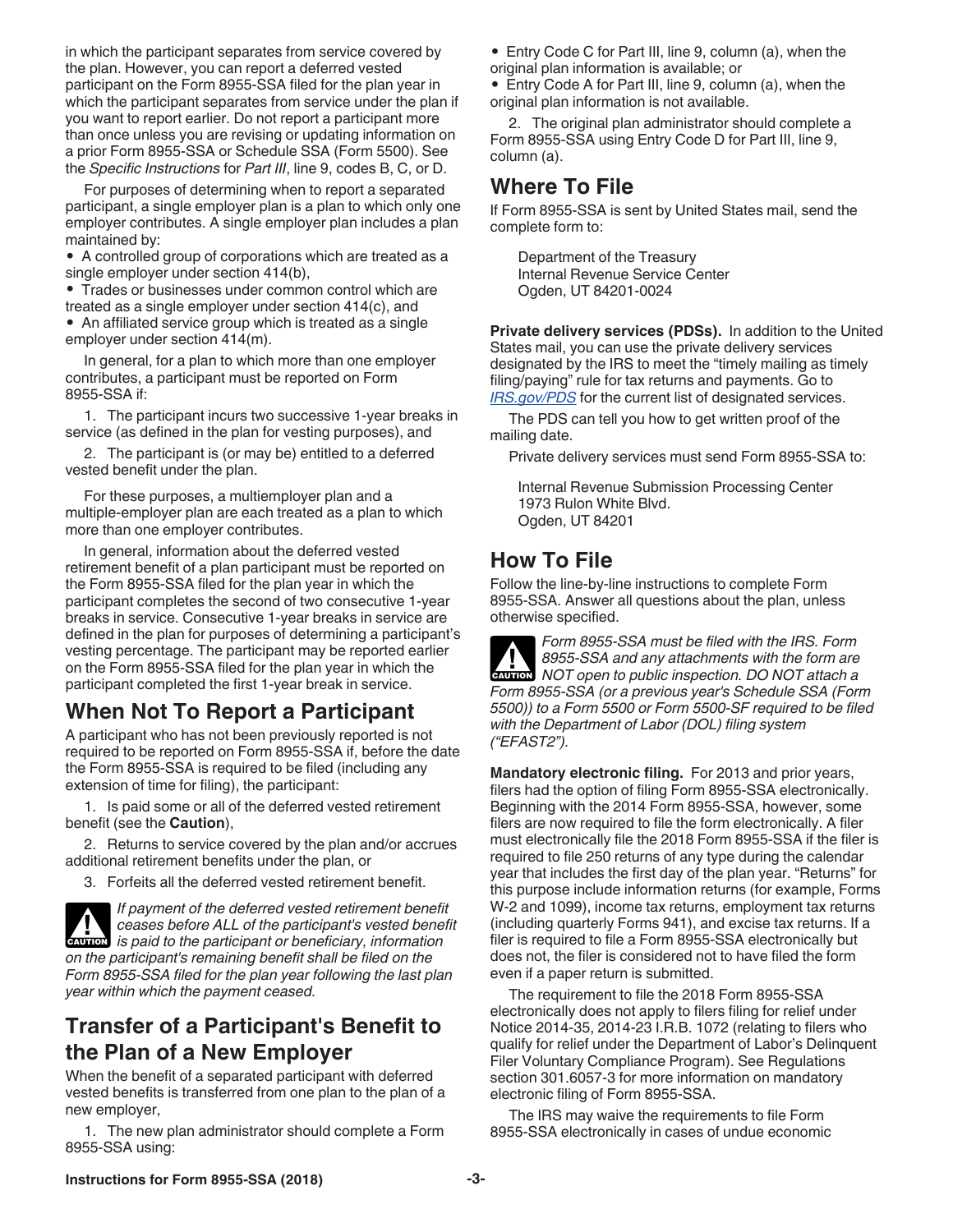in which the participant separates from service covered by the plan. However, you can report a deferred vested participant on the Form 8955-SSA filed for the plan year in which the participant separates from service under the plan if you want to report earlier. Do not report a participant more than once unless you are revising or updating information on a prior Form 8955-SSA or Schedule SSA (Form 5500). See the *Specific Instructions* for *Part III*, line 9, codes B, C, or D.

For purposes of determining when to report a separated participant, a single employer plan is a plan to which only one employer contributes. A single employer plan includes a plan maintained by:

- A controlled group of corporations which are treated as a single employer under section 414(b),
- Trades or businesses under common control which are treated as a single employer under section 414(c), and
- An affiliated service group which is treated as a single employer under section 414(m).

In general, for a plan to which more than one employer contributes, a participant must be reported on Form 8955-SSA if:

1. The participant incurs two successive 1-year breaks in service (as defined in the plan for vesting purposes), and
2. The participant is (or may be) entitled to a deferred vested benefit under the plan.

For these purposes, a multiemployer plan and a multiple-employer plan are each treated as a plan to which more than one employer contributes.

In general, information about the deferred vested retirement benefit of a plan participant must be reported on the Form 8955-SSA filed for the plan year in which the participant completes the second of two consecutive 1-year breaks in service. Consecutive 1-year breaks in service are defined in the plan for purposes of determining a participant's vesting percentage. The participant may be reported earlier on the Form 8955-SSA filed for the plan year in which the participant completed the first 1-year break in service.

## When Not To Report a Participant

A participant who has not been previously reported is not required to be reported on Form 8955-SSA if, before the date the Form 8955-SSA is required to be filed (including any extension of time for filing), the participant:

1. Is paid some or all of the deferred vested retirement benefit (see the **Caution**),
2. Returns to service covered by the plan and/or accrues additional retirement benefits under the plan, or
3. Forfeits all the deferred vested retirement benefit.

**CAUTION** *If payment of the deferred vested retirement benefit ceases before ALL of the participant's vested benefit is paid to the participant or beneficiary, information on the participant's remaining benefit shall be filed on the Form 8955-SSA filed for the plan year following the last plan year within which the payment ceased.*

## Transfer of a Participant's Benefit to the Plan of a New Employer

When the benefit of a separated participant with deferred vested benefits is transferred from one plan to the plan of a new employer,

1. The new plan administrator should complete a Form 8955-SSA using:
   - Entry Code C for Part III, line 9, column (a), when the original plan information is available; or
   - Entry Code A for Part III, line 9, column (a), when the original plan information is not available.
2. The original plan administrator should complete a Form 8955-SSA using Entry Code D for Part III, line 9, column (a).

## Where To File

If Form 8955-SSA is sent by United States mail, send the complete form to:

Department of the Treasury
Internal Revenue Service Center
Ogden, UT 84201-0024

**Private delivery services (PDSs).** In addition to the United States mail, you can use the private delivery services designated by the IRS to meet the "timely mailing as timely filing/paying" rule for tax returns and payments. Go to *IRS.gov/PDS* for the current list of designated services.

The PDS can tell you how to get written proof of the mailing date.

Private delivery services must send Form 8955-SSA to:

Internal Revenue Submission Processing Center
1973 Rulon White Blvd.
Ogden, UT 84201

## How To File

Follow the line-by-line instructions to complete Form 8955-SSA. Answer all questions about the plan, unless otherwise specified.

**CAUTION** *Form 8955-SSA must be filed with the IRS. Form 8955-SSA and any attachments with the form are NOT open to public inspection. DO NOT attach a Form 8955-SSA (or a previous year's Schedule SSA (Form 5500)) to a Form 5500 or Form 5500-SF required to be filed with the Department of Labor (DOL) filing system ("EFAST2").*

**Mandatory electronic filing.** For 2013 and prior years, filers had the option of filing Form 8955-SSA electronically. Beginning with the 2014 Form 8955-SSA, however, some filers are now required to file the form electronically. A filer must electronically file the 2018 Form 8955-SSA if the filer is required to file 250 returns of any type during the calendar year that includes the first day of the plan year. "Returns" for this purpose include information returns (for example, Forms W-2 and 1099), income tax returns, employment tax returns (including quarterly Forms 941), and excise tax returns. If a filer is required to file a Form 8955-SSA electronically but does not, the filer is considered not to have filed the form even if a paper return is submitted.

The requirement to file the 2018 Form 8955-SSA electronically does not apply to filers filing for relief under Notice 2014-35, 2014-23 I.R.B. 1072 (relating to filers who qualify for relief under the Department of Labor's Delinquent Filer Voluntary Compliance Program). See Regulations section 301.6057-3 for more information on mandatory electronic filing of Form 8955-SSA.

The IRS may waive the requirements to file Form 8955-SSA electronically in cases of undue economic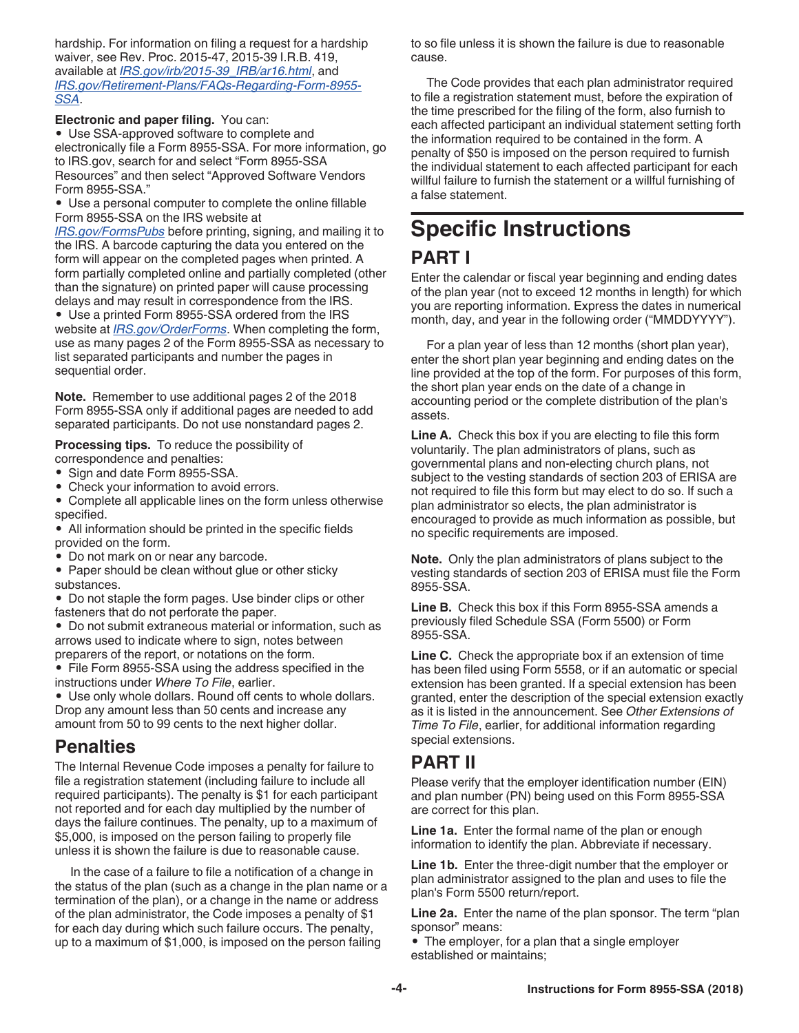hardship. For information on filing a request for a hardship waiver, see Rev. Proc. 2015-47, 2015-39 I.R.B. 419, available at *IRS.gov/irb/2015-39_IRB/ar16.html*, and *IRS.gov/Retirement-Plans/FAQs-Regarding-Form-8955-SSA*.

**Electronic and paper filing.** You can:

- Use SSA-approved software to complete and electronically file a Form 8955-SSA. For more information, go to IRS.gov, search for and select "Form 8955-SSA Resources" and then select "Approved Software Vendors Form 8955-SSA."
- Use a personal computer to complete the online fillable Form 8955-SSA on the IRS website at *IRS.gov/FormsPubs* before printing, signing, and mailing it to the IRS. A barcode capturing the data you entered on the form will appear on the completed pages when printed. A form partially completed online and partially completed (other than the signature) on printed paper will cause processing delays and may result in correspondence from the IRS.
- Use a printed Form 8955-SSA ordered from the IRS website at *IRS.gov/OrderForms*. When completing the form, use as many pages 2 of the Form 8955-SSA as necessary to list separated participants and number the pages in sequential order.

**Note.** Remember to use additional pages 2 of the 2018 Form 8955-SSA only if additional pages are needed to add separated participants. Do not use nonstandard pages 2.

**Processing tips.** To reduce the possibility of correspondence and penalties:

- Sign and date Form 8955-SSA.
- Check your information to avoid errors.
- Complete all applicable lines on the form unless otherwise specified.
- All information should be printed in the specific fields provided on the form.
- Do not mark on or near any barcode.
- Paper should be clean without glue or other sticky substances.
- Do not staple the form pages. Use binder clips or other fasteners that do not perforate the paper.
- Do not submit extraneous material or information, such as arrows used to indicate where to sign, notes between preparers of the report, or notations on the form.
- File Form 8955-SSA using the address specified in the instructions under *Where To File*, earlier.
- Use only whole dollars. Round off cents to whole dollars. Drop any amount less than 50 cents and increase any amount from 50 to 99 cents to the next higher dollar.

## Penalties

The Internal Revenue Code imposes a penalty for failure to file a registration statement (including failure to include all required participants). The penalty is $1 for each participant not reported and for each day multiplied by the number of days the failure continues. The penalty, up to a maximum of $5,000, is imposed on the person failing to properly file unless it is shown the failure is due to reasonable cause.

In the case of a failure to file a notification of a change in the status of the plan (such as a change in the plan name or a termination of the plan), or a change in the name or address of the plan administrator, the Code imposes a penalty of $1 for each day during which such failure occurs. The penalty, up to a maximum of $1,000, is imposed on the person failing to so file unless it is shown the failure is due to reasonable cause.

The Code provides that each plan administrator required to file a registration statement must, before the expiration of the time prescribed for the filing of the form, also furnish to each affected participant an individual statement setting forth the information required to be contained in the form. A penalty of $50 is imposed on the person required to furnish the individual statement to each affected participant for each willful failure to furnish the statement or a willful furnishing of a false statement.

# Specific Instructions

## PART I

Enter the calendar or fiscal year beginning and ending dates of the plan year (not to exceed 12 months in length) for which you are reporting information. Express the dates in numerical month, day, and year in the following order ("MMDDYYYY").

For a plan year of less than 12 months (short plan year), enter the short plan year beginning and ending dates on the line provided at the top of the form. For purposes of this form, the short plan year ends on the date of a change in accounting period or the complete distribution of the plan's assets.

**Line A.** Check this box if you are electing to file this form voluntarily. The plan administrators of plans, such as governmental plans and non-electing church plans, not subject to the vesting standards of section 203 of ERISA are not required to file this form but may elect to do so. If such a plan administrator so elects, the plan administrator is encouraged to provide as much information as possible, but no specific requirements are imposed.

**Note.** Only the plan administrators of plans subject to the vesting standards of section 203 of ERISA must file the Form 8955-SSA.

**Line B.** Check this box if this Form 8955-SSA amends a previously filed Schedule SSA (Form 5500) or Form 8955-SSA.

**Line C.** Check the appropriate box if an extension of time has been filed using Form 5558, or if an automatic or special extension has been granted. If a special extension has been granted, enter the description of the special extension exactly as it is listed in the announcement. See *Other Extensions of Time To File*, earlier, for additional information regarding special extensions.

## PART II

Please verify that the employer identification number (EIN) and plan number (PN) being used on this Form 8955-SSA are correct for this plan.

**Line 1a.** Enter the formal name of the plan or enough information to identify the plan. Abbreviate if necessary.

**Line 1b.** Enter the three-digit number that the employer or plan administrator assigned to the plan and uses to file the plan's Form 5500 return/report.

**Line 2a.** Enter the name of the plan sponsor. The term "plan sponsor" means:

- The employer, for a plan that a single employer established or maintains;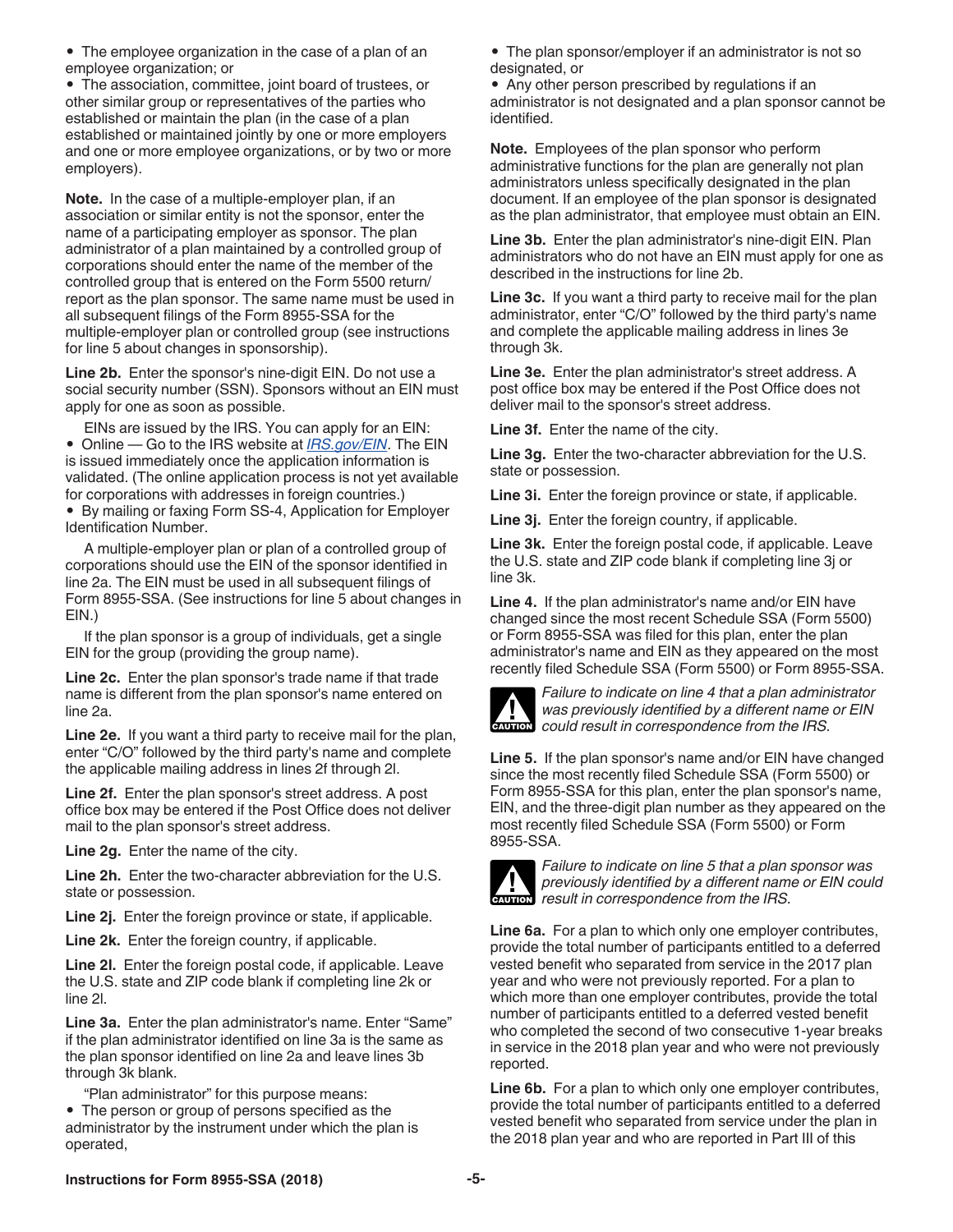- The employee organization in the case of a plan of an employee organization; or
- The association, committee, joint board of trustees, or other similar group or representatives of the parties who established or maintain the plan (in the case of a plan established or maintained jointly by one or more employers and one or more employee organizations, or by two or more employers).

**Note.** In the case of a multiple-employer plan, if an association or similar entity is not the sponsor, enter the name of a participating employer as sponsor. The plan administrator of a plan maintained by a controlled group of corporations should enter the name of the member of the controlled group that is entered on the Form 5500 return/report as the plan sponsor. The same name must be used in all subsequent filings of the Form 8955-SSA for the multiple-employer plan or controlled group (see instructions for line 5 about changes in sponsorship).

**Line 2b.** Enter the sponsor's nine-digit EIN. Do not use a social security number (SSN). Sponsors without an EIN must apply for one as soon as possible.

EINs are issued by the IRS. You can apply for an EIN:

- Online — Go to the IRS website at *IRS.gov/EIN*. The EIN is issued immediately once the application information is validated. (The online application process is not yet available for corporations with addresses in foreign countries.)
- By mailing or faxing Form SS-4, Application for Employer Identification Number.

A multiple-employer plan or plan of a controlled group of corporations should use the EIN of the sponsor identified in line 2a. The EIN must be used in all subsequent filings of Form 8955-SSA. (See instructions for line 5 about changes in EIN.)

If the plan sponsor is a group of individuals, get a single EIN for the group (providing the group name).

**Line 2c.** Enter the plan sponsor's trade name if that trade name is different from the plan sponsor's name entered on line 2a.

**Line 2e.** If you want a third party to receive mail for the plan, enter "C/O" followed by the third party's name and complete the applicable mailing address in lines 2f through 2l.

**Line 2f.** Enter the plan sponsor's street address. A post office box may be entered if the Post Office does not deliver mail to the plan sponsor's street address.

**Line 2g.** Enter the name of the city.

**Line 2h.** Enter the two-character abbreviation for the U.S. state or possession.

**Line 2j.** Enter the foreign province or state, if applicable.

**Line 2k.** Enter the foreign country, if applicable.

**Line 2l.** Enter the foreign postal code, if applicable. Leave the U.S. state and ZIP code blank if completing line 2k or line 2l.

**Line 3a.** Enter the plan administrator's name. Enter "Same" if the plan administrator identified on line 3a is the same as the plan sponsor identified on line 2a and leave lines 3b through 3k blank.

"Plan administrator" for this purpose means:

- The person or group of persons specified as the administrator by the instrument under which the plan is operated,
- The plan sponsor/employer if an administrator is not so designated, or
- Any other person prescribed by regulations if an administrator is not designated and a plan sponsor cannot be identified.

**Note.** Employees of the plan sponsor who perform administrative functions for the plan are generally not plan administrators unless specifically designated in the plan document. If an employee of the plan sponsor is designated as the plan administrator, that employee must obtain an EIN.

**Line 3b.** Enter the plan administrator's nine-digit EIN. Plan administrators who do not have an EIN must apply for one as described in the instructions for line 2b.

**Line 3c.** If you want a third party to receive mail for the plan administrator, enter "C/O" followed by the third party's name and complete the applicable mailing address in lines 3e through 3k.

**Line 3e.** Enter the plan administrator's street address. A post office box may be entered if the Post Office does not deliver mail to the sponsor's street address.

**Line 3f.** Enter the name of the city.

**Line 3g.** Enter the two-character abbreviation for the U.S. state or possession.

**Line 3i.** Enter the foreign province or state, if applicable.

**Line 3j.** Enter the foreign country, if applicable.

**Line 3k.** Enter the foreign postal code, if applicable. Leave the U.S. state and ZIP code blank if completing line 3j or line 3k.

**Line 4.** If the plan administrator's name and/or EIN have changed since the most recent Schedule SSA (Form 5500) or Form 8955-SSA was filed for this plan, enter the plan administrator's name and EIN as they appeared on the most recently filed Schedule SSA (Form 5500) or Form 8955-SSA.

**CAUTION** *Failure to indicate on line 4 that a plan administrator was previously identified by a different name or EIN could result in correspondence from the IRS.*

**Line 5.** If the plan sponsor's name and/or EIN have changed since the most recently filed Schedule SSA (Form 5500) or Form 8955-SSA for this plan, enter the plan sponsor's name, EIN, and the three-digit plan number as they appeared on the most recently filed Schedule SSA (Form 5500) or Form 8955-SSA.

**CAUTION** *Failure to indicate on line 5 that a plan sponsor was previously identified by a different name or EIN could result in correspondence from the IRS.*

**Line 6a.** For a plan to which only one employer contributes, provide the total number of participants entitled to a deferred vested benefit who separated from service in the 2017 plan year and who were not previously reported. For a plan to which more than one employer contributes, provide the total number of participants entitled to a deferred vested benefit who completed the second of two consecutive 1-year breaks in service in the 2018 plan year and who were not previously reported.

**Line 6b.** For a plan to which only one employer contributes, provide the total number of participants entitled to a deferred vested benefit who separated from service under the plan in the 2018 plan year and who are reported in Part III of this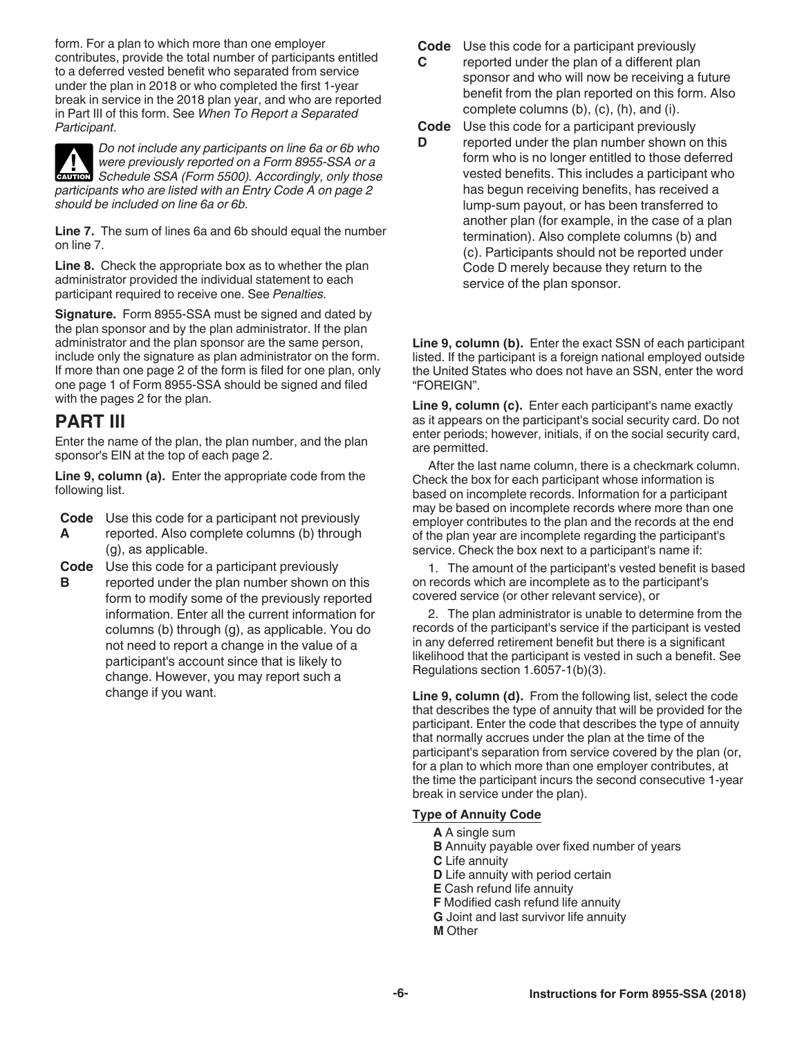form. For a plan to which more than one employer contributes, provide the total number of participants entitled to a deferred vested benefit who separated from service under the plan in 2018 or who completed the first 1-year break in service in the 2018 plan year, and who are reported in Part III of this form. See *When To Report a Separated Participant*.

**CAUTION** *Do not include any participants on line 6a or 6b who were previously reported on a Form 8955-SSA or a Schedule SSA (Form 5500). Accordingly, only those participants who are listed with an Entry Code A on page 2 should be included on line 6a or 6b.*

**Line 7.** The sum of lines 6a and 6b should equal the number on line 7.

**Line 8.** Check the appropriate box as to whether the plan administrator provided the individual statement to each participant required to receive one. See *Penalties.*

**Signature.** Form 8955-SSA must be signed and dated by the plan sponsor and by the plan administrator. If the plan administrator and the plan sponsor are the same person, include only the signature as plan administrator on the form. If more than one page 2 of the form is filed for one plan, only one page 1 of Form 8955-SSA should be signed and filed with the pages 2 for the plan.

## PART III

Enter the name of the plan, the plan number, and the plan sponsor's EIN at the top of each page 2.

**Line 9, column (a).** Enter the appropriate code from the following list.

**Code A** Use this code for a participant not previously reported. Also complete columns (b) through (g), as applicable.

**Code B** Use this code for a participant previously reported under the plan number shown on this form to modify some of the previously reported information. Enter all the current information for columns (b) through (g), as applicable. You do not need to report a change in the value of a participant's account since that is likely to change. However, you may report such a change if you want.

**Code C** Use this code for a participant previously reported under the plan of a different plan sponsor and who will now be receiving a future benefit from the plan reported on this form. Also complete columns (b), (c), (h), and (i).

**Code D** Use this code for a participant previously reported under the plan number shown on this form who is no longer entitled to those deferred vested benefits. This includes a participant who has begun receiving benefits, has received a lump-sum payout, or has been transferred to another plan (for example, in the case of a plan termination). Also complete columns (b) and (c). Participants should not be reported under Code D merely because they return to the service of the plan sponsor.

**Line 9, column (b).** Enter the exact SSN of each participant listed. If the participant is a foreign national employed outside the United States who does not have an SSN, enter the word "FOREIGN".

**Line 9, column (c).** Enter each participant's name exactly as it appears on the participant's social security card. Do not enter periods; however, initials, if on the social security card, are permitted.

After the last name column, there is a checkmark column. Check the box for each participant whose information is based on incomplete records. Information for a participant may be based on incomplete records where more than one employer contributes to the plan and the records at the end of the plan year are incomplete regarding the participant's service. Check the box next to a participant's name if:

1. The amount of the participant's vested benefit is based on records which are incomplete as to the participant's covered service (or other relevant service), or

2. The plan administrator is unable to determine from the records of the participant's service if the participant is vested in any deferred retirement benefit but there is a significant likelihood that the participant is vested in such a benefit. See Regulations section 1.6057-1(b)(3).

**Line 9, column (d).** From the following list, select the code that describes the type of annuity that will be provided for the participant. Enter the code that describes the type of annuity that normally accrues under the plan at the time of the participant's separation from service covered by the plan (or, for a plan to which more than one employer contributes, at the time the participant incurs the second consecutive 1-year break in service under the plan).

**Type of Annuity Code**

- **A** A single sum
- **B** Annuity payable over fixed number of years
- **C** Life annuity
- **D** Life annuity with period certain
- **E** Cash refund life annuity
- **F** Modified cash refund life annuity
- **G** Joint and last survivor life annuity
- **M** Other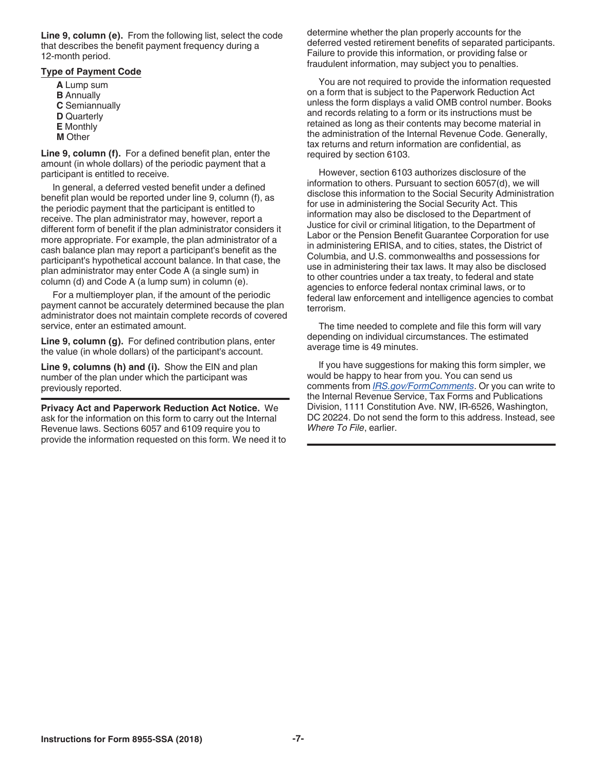**Line 9, column (e).** From the following list, select the code that describes the benefit payment frequency during a 12-month period.

**Type of Payment Code**

- **A** Lump sum
- **B** Annually
- **C** Semiannually
- **D** Quarterly
- **E** Monthly
- **M** Other

**Line 9, column (f).** For a defined benefit plan, enter the amount (in whole dollars) of the periodic payment that a participant is entitled to receive.

In general, a deferred vested benefit under a defined benefit plan would be reported under line 9, column (f), as the periodic payment that the participant is entitled to receive. The plan administrator may, however, report a different form of benefit if the plan administrator considers it more appropriate. For example, the plan administrator of a cash balance plan may report a participant's benefit as the participant's hypothetical account balance. In that case, the plan administrator may enter Code A (a single sum) in column (d) and Code A (a lump sum) in column (e).

For a multiemployer plan, if the amount of the periodic payment cannot be accurately determined because the plan administrator does not maintain complete records of covered service, enter an estimated amount.

**Line 9, column (g).** For defined contribution plans, enter the value (in whole dollars) of the participant's account.

**Line 9, columns (h) and (i).** Show the EIN and plan number of the plan under which the participant was previously reported.

**Privacy Act and Paperwork Reduction Act Notice.** We ask for the information on this form to carry out the Internal Revenue laws. Sections 6057 and 6109 require you to provide the information requested on this form. We need it to determine whether the plan properly accounts for the deferred vested retirement benefits of separated participants. Failure to provide this information, or providing false or fraudulent information, may subject you to penalties.

You are not required to provide the information requested on a form that is subject to the Paperwork Reduction Act unless the form displays a valid OMB control number. Books and records relating to a form or its instructions must be retained as long as their contents may become material in the administration of the Internal Revenue Code. Generally, tax returns and return information are confidential, as required by section 6103.

However, section 6103 authorizes disclosure of the information to others. Pursuant to section 6057(d), we will disclose this information to the Social Security Administration for use in administering the Social Security Act. This information may also be disclosed to the Department of Justice for civil or criminal litigation, to the Department of Labor or the Pension Benefit Guarantee Corporation for use in administering ERISA, and to cities, states, the District of Columbia, and U.S. commonwealths and possessions for use in administering their tax laws. It may also be disclosed to other countries under a tax treaty, to federal and state agencies to enforce federal nontax criminal laws, or to federal law enforcement and intelligence agencies to combat terrorism.

The time needed to complete and file this form will vary depending on individual circumstances. The estimated average time is 49 minutes.

If you have suggestions for making this form simpler, we would be happy to hear from you. You can send us comments from *IRS.gov/FormComments*. Or you can write to the Internal Revenue Service, Tax Forms and Publications Division, 1111 Constitution Ave. NW, IR-6526, Washington, DC 20224. Do not send the form to this address. Instead, see *Where To File*, earlier.